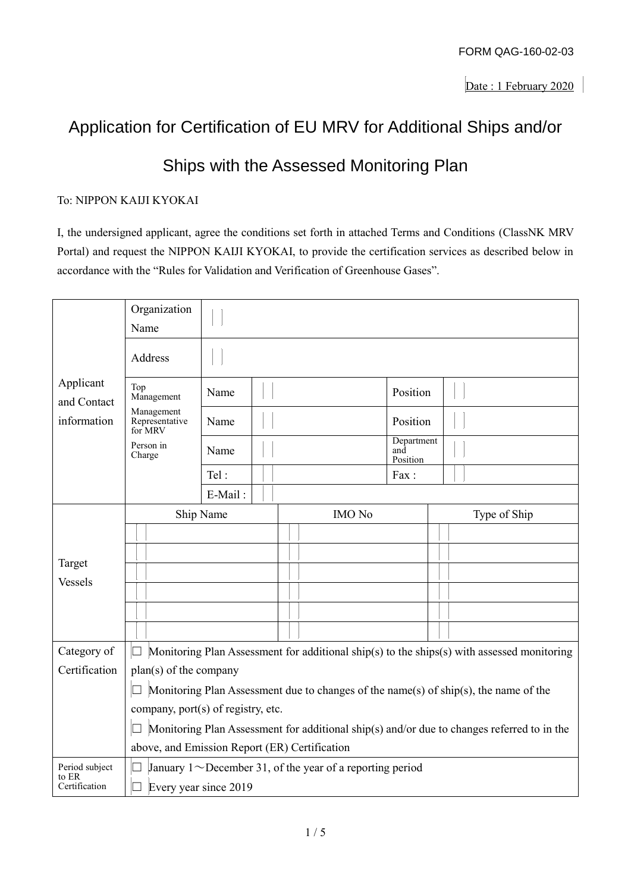FORM QAG-160-02-03

Date : 1 February 2020

# Application for Certification of EU MRV for Additional Ships and/or Ships with the Assessed Monitoring Plan

To: NIPPON KAIJI KYOKAI

I, the undersigned applicant, agree the conditions set forth in attached Terms and Conditions (ClassNK MRV Portal) and request the NIPPON KAIJI KYOKAI, to provide the certification services as described below in accordance with the "Rules for Validation and Verification of Greenhouse Gases".

| Applicant and Contact information | Organization Name | | | | |
|---|---|---|---|---|---|
| | Address | | | | |
| | Top Management | Name | | Position | |
| | Management Representative for MRV | Name | | Position | |
| | Person in Charge | Name | | Department and Position | |
| | | Tel : | | Fax : | |
| | | E-Mail : | | | |

| Target Vessels | Ship Name | IMO No | Type of Ship |
|---|---|---|---|
| | | | |
| | | | |
| | | | |
| | | | |
| | | | |
| | | | |

| Category of Certification | ☐ Monitoring Plan Assessment for additional ship(s) to the ships(s) with assessed monitoring plan(s) of the company<br>☐ Monitoring Plan Assessment due to changes of the name(s) of ship(s), the name of the company, port(s) of registry, etc.<br>☐ Monitoring Plan Assessment for additional ship(s) and/or due to changes referred to in the above, and Emission Report (ER) Certification |
|---|---|
| Period subject to ER Certification | ☐ January 1～December 31, of the year of a reporting period<br>☐ Every year since 2019 |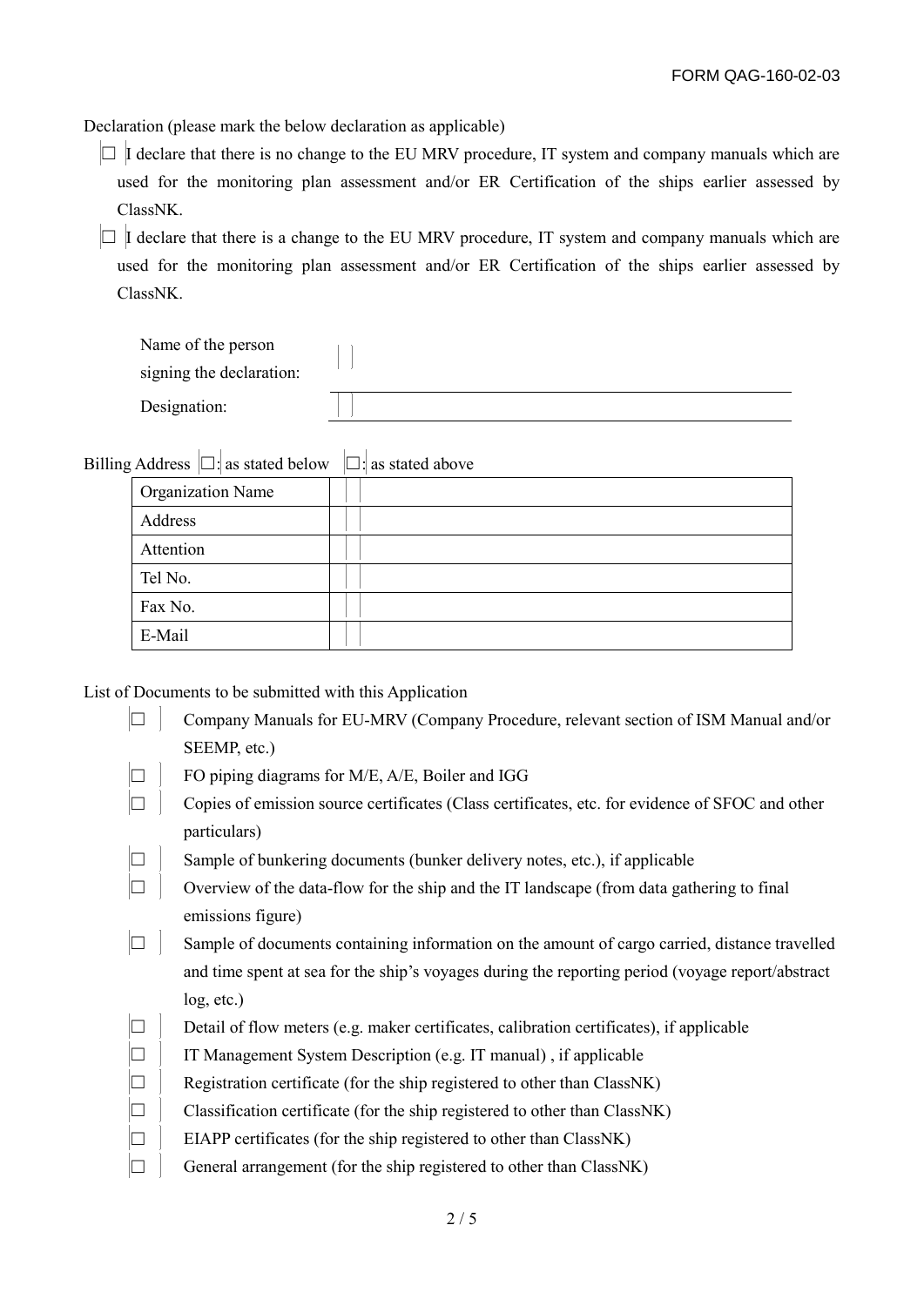Declaration (please mark the below declaration as applicable)

- ☐ I declare that there is no change to the EU MRV procedure, IT system and company manuals which are used for the monitoring plan assessment and/or ER Certification of the ships earlier assessed by ClassNK.
- ☐ I declare that there is a change to the EU MRV procedure, IT system and company manuals which are used for the monitoring plan assessment and/or ER Certification of the ships earlier assessed by ClassNK.

| | |
|---|---|
| Name of the person signing the declaration: | |
| Designation: | |

Billing Address ☐: as stated below ☐: as stated above

| | |
|---|---|
| Organization Name | |
| Address | |
| Attention | |
| Tel No. | |
| Fax No. | |
| E-Mail | |

List of Documents to be submitted with this Application

- ☐ Company Manuals for EU-MRV (Company Procedure, relevant section of ISM Manual and/or SEEMP, etc.)
- ☐ FO piping diagrams for M/E, A/E, Boiler and IGG
- ☐ Copies of emission source certificates (Class certificates, etc. for evidence of SFOC and other particulars)
- ☐ Sample of bunkering documents (bunker delivery notes, etc.), if applicable
- ☐ Overview of the data-flow for the ship and the IT landscape (from data gathering to final emissions figure)
- ☐ Sample of documents containing information on the amount of cargo carried, distance travelled and time spent at sea for the ship's voyages during the reporting period (voyage report/abstract log, etc.)
- ☐ Detail of flow meters (e.g. maker certificates, calibration certificates), if applicable
- ☐ IT Management System Description (e.g. IT manual) , if applicable
- ☐ Registration certificate (for the ship registered to other than ClassNK)
- ☐ Classification certificate (for the ship registered to other than ClassNK)
- ☐ EIAPP certificates (for the ship registered to other than ClassNK)
- ☐ General arrangement (for the ship registered to other than ClassNK)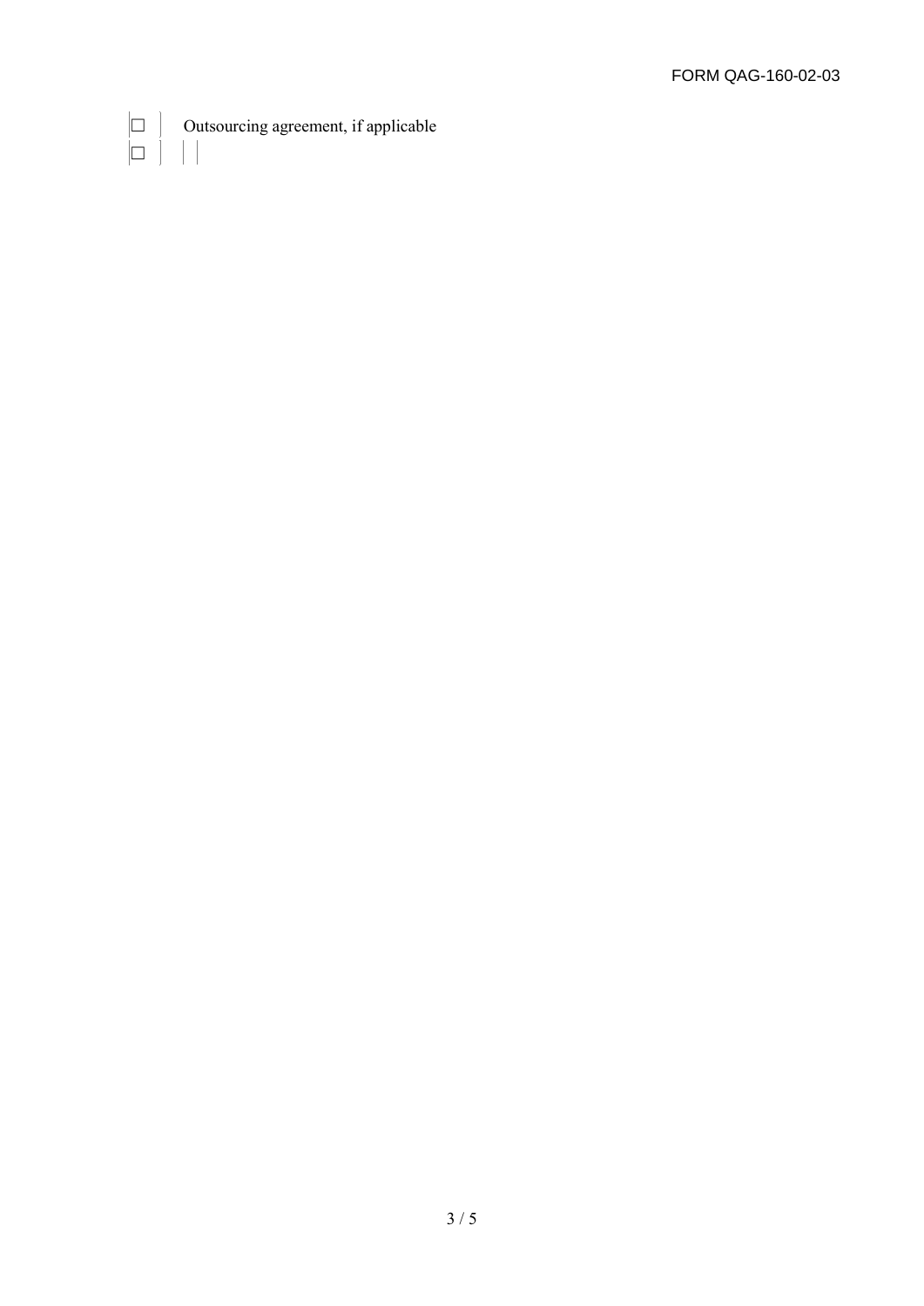- ☐ Outsourcing agreement, if applicable
- ☐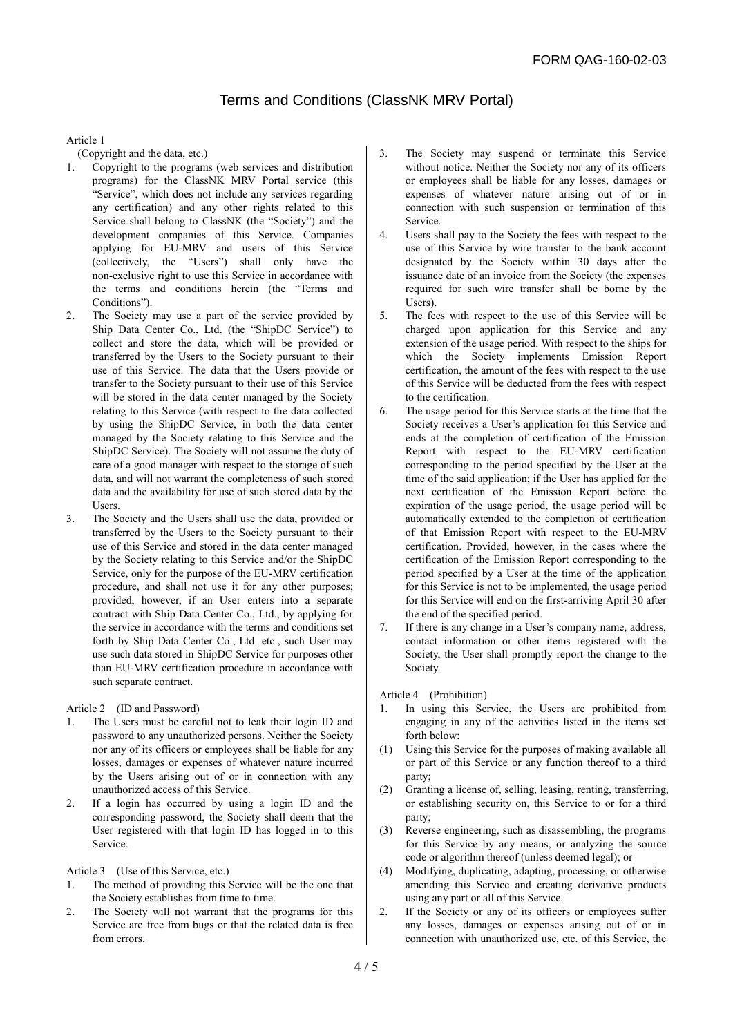FORM QAG-160-02-03

# Terms and Conditions (ClassNK MRV Portal)

Article 1

(Copyright and the data, etc.)

1. Copyright to the programs (web services and distribution programs) for the ClassNK MRV Portal service (this "Service", which does not include any services regarding any certification) and any other rights related to this Service shall belong to ClassNK (the "Society") and the development companies of this Service. Companies applying for EU-MRV and users of this Service (collectively, the "Users") shall only have the non-exclusive right to use this Service in accordance with the terms and conditions herein (the "Terms and Conditions").
2. The Society may use a part of the service provided by Ship Data Center Co., Ltd. (the "ShipDC Service") to collect and store the data, which will be provided or transferred by the Users to the Society pursuant to their use of this Service. The data that the Users provide or transfer to the Society pursuant to their use of this Service will be stored in the data center managed by the Society relating to this Service (with respect to the data collected by using the ShipDC Service, in both the data center managed by the Society relating to this Service and the ShipDC Service). The Society will not assume the duty of care of a good manager with respect to the storage of such data, and will not warrant the completeness of such stored data and the availability for use of such stored data by the Users.
3. The Society and the Users shall use the data, provided or transferred by the Users to the Society pursuant to their use of this Service and stored in the data center managed by the Society relating to this Service and/or the ShipDC Service, only for the purpose of the EU-MRV certification procedure, and shall not use it for any other purposes; provided, however, if an User enters into a separate contract with Ship Data Center Co., Ltd., by applying for the service in accordance with the terms and conditions set forth by Ship Data Center Co., Ltd. etc., such User may use such data stored in ShipDC Service for purposes other than EU-MRV certification procedure in accordance with such separate contract.

Article 2 (ID and Password)

1. The Users must be careful not to leak their login ID and password to any unauthorized persons. Neither the Society nor any of its officers or employees shall be liable for any losses, damages or expenses of whatever nature incurred by the Users arising out of or in connection with any unauthorized access of this Service.
2. If a login has occurred by using a login ID and the corresponding password, the Society shall deem that the User registered with that login ID has logged in to this Service.

Article 3 (Use of this Service, etc.)

1. The method of providing this Service will be the one that the Society establishes from time to time.
2. The Society will not warrant that the programs for this Service are free from bugs or that the related data is free from errors.
3. The Society may suspend or terminate this Service without notice. Neither the Society nor any of its officers or employees shall be liable for any losses, damages or expenses of whatever nature arising out of or in connection with such suspension or termination of this Service.
4. Users shall pay to the Society the fees with respect to the use of this Service by wire transfer to the bank account designated by the Society within 30 days after the issuance date of an invoice from the Society (the expenses required for such wire transfer shall be borne by the Users).
5. The fees with respect to the use of this Service will be charged upon application for this Service and any extension of the usage period. With respect to the ships for which the Society implements Emission Report certification, the amount of the fees with respect to the use of this Service will be deducted from the fees with respect to the certification.
6. The usage period for this Service starts at the time that the Society receives a User's application for this Service and ends at the completion of certification of the Emission Report with respect to the EU-MRV certification corresponding to the period specified by the User at the time of the said application; if the User has applied for the next certification of the Emission Report before the expiration of the usage period, the usage period will be automatically extended to the completion of certification of that Emission Report with respect to the EU-MRV certification. Provided, however, in the cases where the certification of the Emission Report corresponding to the period specified by a User at the time of the application for this Service is not to be implemented, the usage period for this Service will end on the first-arriving April 30 after the end of the specified period.
7. If there is any change in a User's company name, address, contact information or other items registered with the Society, the User shall promptly report the change to the Society.

Article 4 (Prohibition)

1. In using this Service, the Users are prohibited from engaging in any of the activities listed in the items set forth below:
   (1) Using this Service for the purposes of making available all or part of this Service or any function thereof to a third party;
   (2) Granting a license of, selling, leasing, renting, transferring, or establishing security on, this Service to or for a third party;
   (3) Reverse engineering, such as disassembling, the programs for this Service by any means, or analyzing the source code or algorithm thereof (unless deemed legal); or
   (4) Modifying, duplicating, adapting, processing, or otherwise amending this Service and creating derivative products using any part or all of this Service.
2. If the Society or any of its officers or employees suffer any losses, damages or expenses arising out of or in connection with unauthorized use, etc. of this Service, the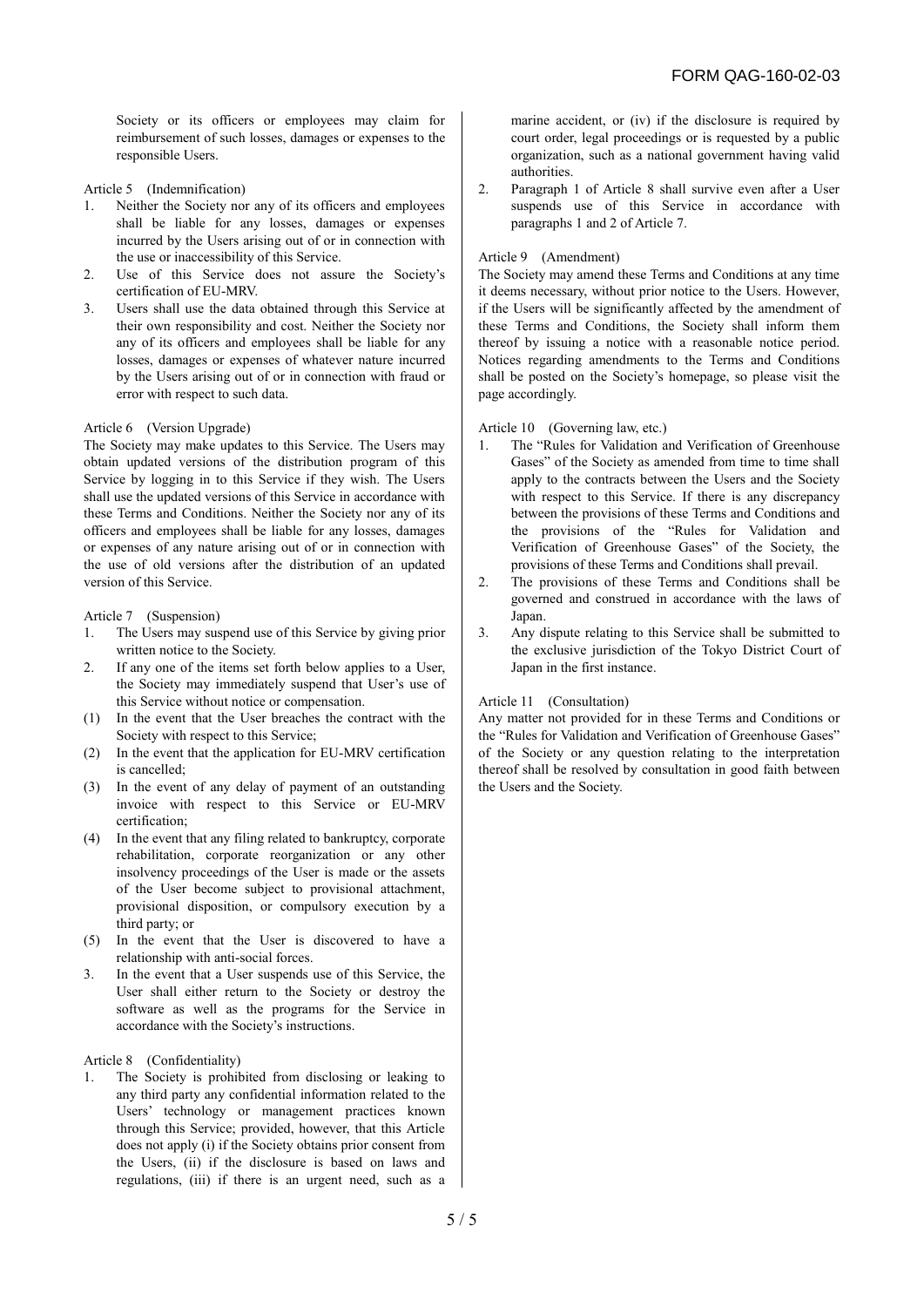Society or its officers or employees may claim for reimbursement of such losses, damages or expenses to the responsible Users.

Article 5 (Indemnification)

1. Neither the Society nor any of its officers and employees shall be liable for any losses, damages or expenses incurred by the Users arising out of or in connection with the use or inaccessibility of this Service.
2. Use of this Service does not assure the Society's certification of EU-MRV.
3. Users shall use the data obtained through this Service at their own responsibility and cost. Neither the Society nor any of its officers and employees shall be liable for any losses, damages or expenses of whatever nature incurred by the Users arising out of or in connection with fraud or error with respect to such data.

Article 6 (Version Upgrade)

The Society may make updates to this Service. The Users may obtain updated versions of the distribution program of this Service by logging in to this Service if they wish. The Users shall use the updated versions of this Service in accordance with these Terms and Conditions. Neither the Society nor any of its officers and employees shall be liable for any losses, damages or expenses of any nature arising out of or in connection with the use of old versions after the distribution of an updated version of this Service.

Article 7 (Suspension)

1. The Users may suspend use of this Service by giving prior written notice to the Society.
2. If any one of the items set forth below applies to a User, the Society may immediately suspend that User's use of this Service without notice or compensation.

(1) In the event that the User breaches the contract with the Society with respect to this Service;

(2) In the event that the application for EU-MRV certification is cancelled;

(3) In the event of any delay of payment of an outstanding invoice with respect to this Service or EU-MRV certification;

(4) In the event that any filing related to bankruptcy, corporate rehabilitation, corporate reorganization or any other insolvency proceedings of the User is made or the assets of the User become subject to provisional attachment, provisional disposition, or compulsory execution by a third party; or

(5) In the event that the User is discovered to have a relationship with anti-social forces.

3. In the event that a User suspends use of this Service, the User shall either return to the Society or destroy the software as well as the programs for the Service in accordance with the Society's instructions.

Article 8 (Confidentiality)

1. The Society is prohibited from disclosing or leaking to any third party any confidential information related to the Users' technology or management practices known through this Service; provided, however, that this Article does not apply (i) if the Society obtains prior consent from the Users, (ii) if the disclosure is based on laws and regulations, (iii) if there is an urgent need, such as a marine accident, or (iv) if the disclosure is required by court order, legal proceedings or is requested by a public organization, such as a national government having valid authorities.
2. Paragraph 1 of Article 8 shall survive even after a User suspends use of this Service in accordance with paragraphs 1 and 2 of Article 7.

Article 9 (Amendment)

The Society may amend these Terms and Conditions at any time it deems necessary, without prior notice to the Users. However, if the Users will be significantly affected by the amendment of these Terms and Conditions, the Society shall inform them thereof by issuing a notice with a reasonable notice period. Notices regarding amendments to the Terms and Conditions shall be posted on the Society's homepage, so please visit the page accordingly.

Article 10 (Governing law, etc.)

1. The "Rules for Validation and Verification of Greenhouse Gases" of the Society as amended from time to time shall apply to the contracts between the Users and the Society with respect to this Service. If there is any discrepancy between the provisions of these Terms and Conditions and the provisions of the "Rules for Validation and Verification of Greenhouse Gases" of the Society, the provisions of these Terms and Conditions shall prevail.
2. The provisions of these Terms and Conditions shall be governed and construed in accordance with the laws of Japan.
3. Any dispute relating to this Service shall be submitted to the exclusive jurisdiction of the Tokyo District Court of Japan in the first instance.

Article 11 (Consultation)

Any matter not provided for in these Terms and Conditions or the "Rules for Validation and Verification of Greenhouse Gases" of the Society or any question relating to the interpretation thereof shall be resolved by consultation in good faith between the Users and the Society.